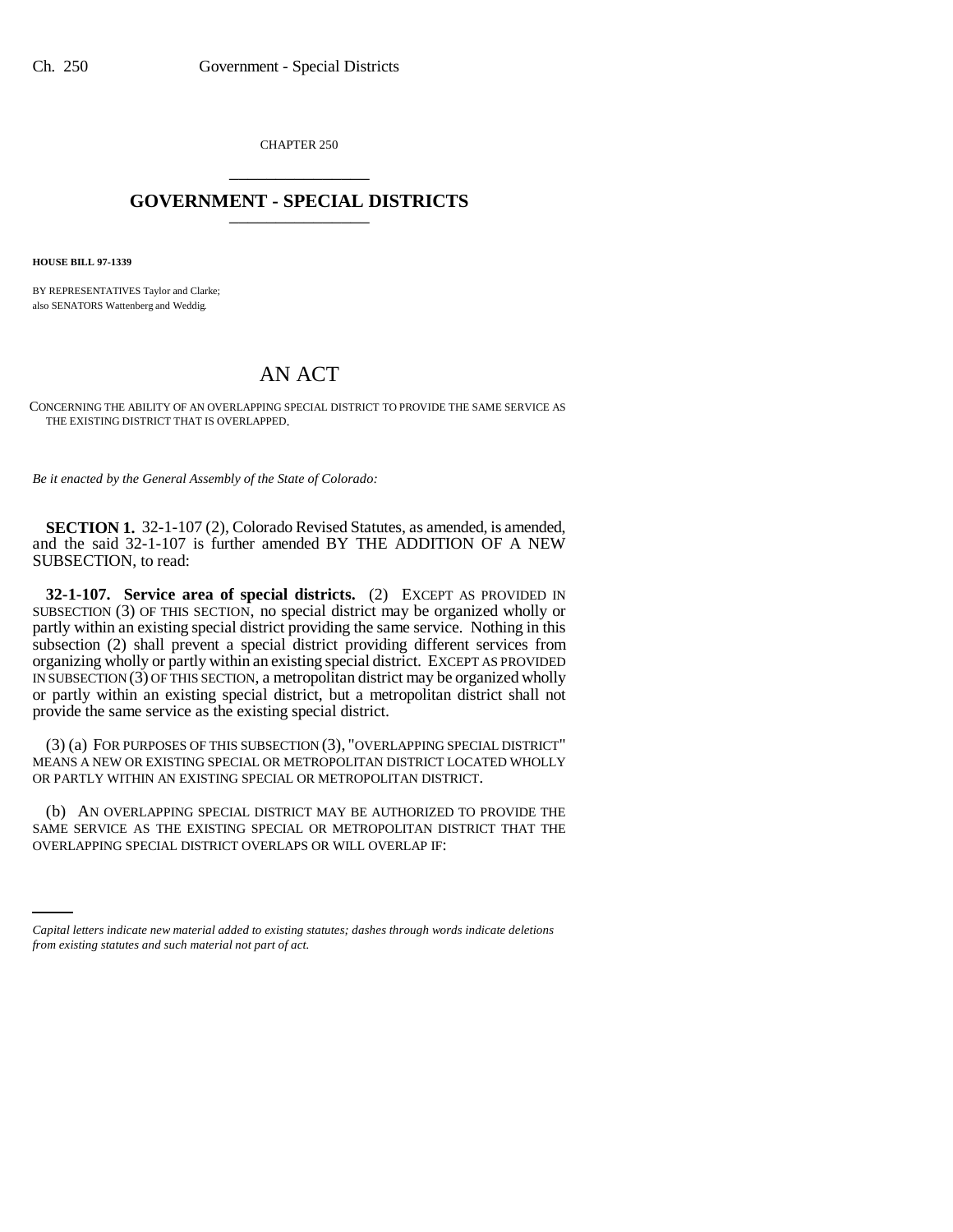CHAPTER 250

# GOVERNMENT - SPECIAL DISTRICTS

**HOUSE BILL 97-1339**

BY REPRESENTATIVES Taylor and Clarke;
also SENATORS Wattenberg and Weddig.

## AN ACT

CONCERNING THE ABILITY OF AN OVERLAPPING SPECIAL DISTRICT TO PROVIDE THE SAME SERVICE AS THE EXISTING DISTRICT THAT IS OVERLAPPED.

*Be it enacted by the General Assembly of the State of Colorado:*

**SECTION 1.** 32-1-107 (2), Colorado Revised Statutes, as amended, is amended, and the said 32-1-107 is further amended BY THE ADDITION OF A NEW SUBSECTION, to read:

**32-1-107. Service area of special districts.** (2) EXCEPT AS PROVIDED IN SUBSECTION (3) OF THIS SECTION, no special district may be organized wholly or partly within an existing special district providing the same service. Nothing in this subsection (2) shall prevent a special district providing different services from organizing wholly or partly within an existing special district. EXCEPT AS PROVIDED IN SUBSECTION (3) OF THIS SECTION, a metropolitan district may be organized wholly or partly within an existing special district, but a metropolitan district shall not provide the same service as the existing special district.

(3) (a) FOR PURPOSES OF THIS SUBSECTION (3), "OVERLAPPING SPECIAL DISTRICT" MEANS A NEW OR EXISTING SPECIAL OR METROPOLITAN DISTRICT LOCATED WHOLLY OR PARTLY WITHIN AN EXISTING SPECIAL OR METROPOLITAN DISTRICT.

(b) AN OVERLAPPING SPECIAL DISTRICT MAY BE AUTHORIZED TO PROVIDE THE SAME SERVICE AS THE EXISTING SPECIAL OR METROPOLITAN DISTRICT THAT THE OVERLAPPING SPECIAL DISTRICT OVERLAPS OR WILL OVERLAP IF:

*Capital letters indicate new material added to existing statutes; dashes through words indicate deletions from existing statutes and such material not part of act.*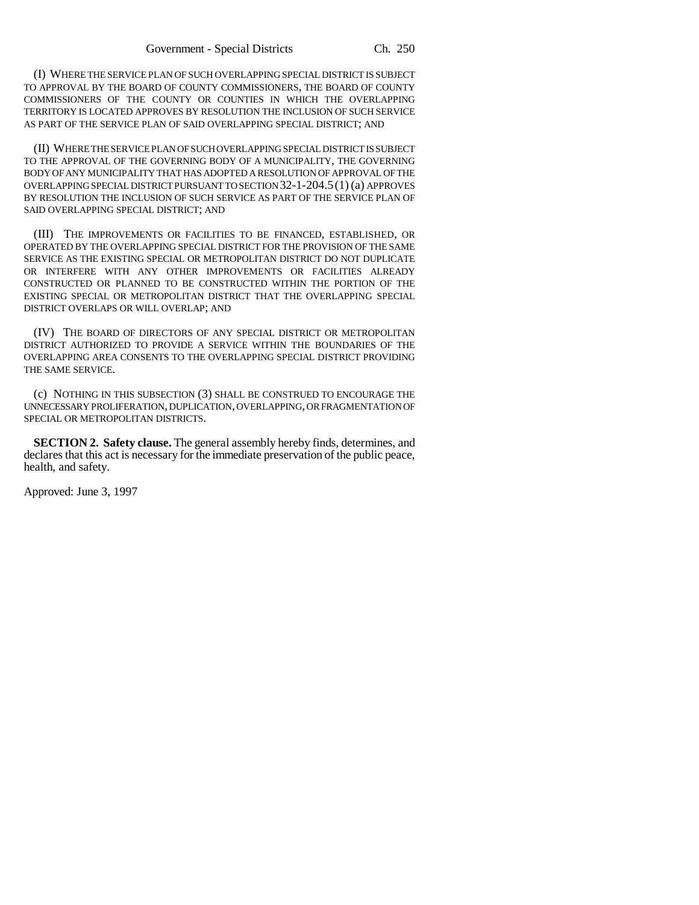(I) WHERE THE SERVICE PLAN OF SUCH OVERLAPPING SPECIAL DISTRICT IS SUBJECT TO APPROVAL BY THE BOARD OF COUNTY COMMISSIONERS, THE BOARD OF COUNTY COMMISSIONERS OF THE COUNTY OR COUNTIES IN WHICH THE OVERLAPPING TERRITORY IS LOCATED APPROVES BY RESOLUTION THE INCLUSION OF SUCH SERVICE AS PART OF THE SERVICE PLAN OF SAID OVERLAPPING SPECIAL DISTRICT; AND

(II) WHERE THE SERVICE PLAN OF SUCH OVERLAPPING SPECIAL DISTRICT IS SUBJECT TO THE APPROVAL OF THE GOVERNING BODY OF A MUNICIPALITY, THE GOVERNING BODY OF ANY MUNICIPALITY THAT HAS ADOPTED A RESOLUTION OF APPROVAL OF THE OVERLAPPING SPECIAL DISTRICT PURSUANT TO SECTION 32-1-204.5 (1) (a) APPROVES BY RESOLUTION THE INCLUSION OF SUCH SERVICE AS PART OF THE SERVICE PLAN OF SAID OVERLAPPING SPECIAL DISTRICT; AND

(III) THE IMPROVEMENTS OR FACILITIES TO BE FINANCED, ESTABLISHED, OR OPERATED BY THE OVERLAPPING SPECIAL DISTRICT FOR THE PROVISION OF THE SAME SERVICE AS THE EXISTING SPECIAL OR METROPOLITAN DISTRICT DO NOT DUPLICATE OR INTERFERE WITH ANY OTHER IMPROVEMENTS OR FACILITIES ALREADY CONSTRUCTED OR PLANNED TO BE CONSTRUCTED WITHIN THE PORTION OF THE EXISTING SPECIAL OR METROPOLITAN DISTRICT THAT THE OVERLAPPING SPECIAL DISTRICT OVERLAPS OR WILL OVERLAP; AND

(IV) THE BOARD OF DIRECTORS OF ANY SPECIAL DISTRICT OR METROPOLITAN DISTRICT AUTHORIZED TO PROVIDE A SERVICE WITHIN THE BOUNDARIES OF THE OVERLAPPING AREA CONSENTS TO THE OVERLAPPING SPECIAL DISTRICT PROVIDING THE SAME SERVICE.

(c) NOTHING IN THIS SUBSECTION (3) SHALL BE CONSTRUED TO ENCOURAGE THE UNNECESSARY PROLIFERATION, DUPLICATION, OVERLAPPING, OR FRAGMENTATION OF SPECIAL OR METROPOLITAN DISTRICTS.

**SECTION 2. Safety clause.** The general assembly hereby finds, determines, and declares that this act is necessary for the immediate preservation of the public peace, health, and safety.

Approved: June 3, 1997